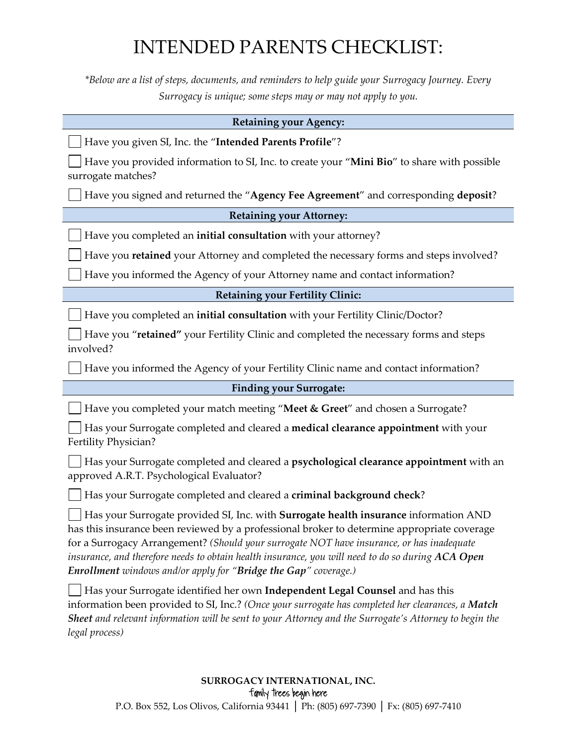# INTENDED PARENTS CHECKLIST:

*\*Below are a list of steps, documents, and reminders to help guide your Surrogacy Journey. Every Surrogacy is unique; some steps may or may not apply to you.*

## Retaining your Agency:

- [ ] Have you given SI, Inc. the "**Intended Parents Profile**"?
- [ ] Have you provided information to SI, Inc. to create your "**Mini Bio**" to share with possible surrogate matches?
- [ ] Have you signed and returned the "**Agency Fee Agreement**" and corresponding **deposit**?

## Retaining your Attorney:

- [ ] Have you completed an **initial consultation** with your attorney?
- [ ] Have you **retained** your Attorney and completed the necessary forms and steps involved?
- [ ] Have you informed the Agency of your Attorney name and contact information?

## Retaining your Fertility Clinic:

- [ ] Have you completed an **initial consultation** with your Fertility Clinic/Doctor?
- [ ] Have you "**retained"** your Fertility Clinic and completed the necessary forms and steps involved?
- [ ] Have you informed the Agency of your Fertility Clinic name and contact information?

## Finding your Surrogate:

- [ ] Have you completed your match meeting "**Meet & Greet**" and chosen a Surrogate?
- [ ] Has your Surrogate completed and cleared a **medical clearance appointment** with your Fertility Physician?
- [ ] Has your Surrogate completed and cleared a **psychological clearance appointment** with an approved A.R.T. Psychological Evaluator?
- [ ] Has your Surrogate completed and cleared a **criminal background check**?
- [ ] Has your Surrogate provided SI, Inc. with **Surrogate health insurance** information AND has this insurance been reviewed by a professional broker to determine appropriate coverage for a Surrogacy Arrangement? *(Should your surrogate NOT have insurance, or has inadequate insurance, and therefore needs to obtain health insurance, you will need to do so during **ACA Open Enrollment** windows and/or apply for "**Bridge the Gap**" coverage.)*
- [ ] Has your Surrogate identified her own **Independent Legal Counsel** and has this information been provided to SI, Inc.? *(Once your surrogate has completed her clearances, a **Match Sheet** and relevant information will be sent to your Attorney and the Surrogate's Attorney to begin the legal process)*

**SURROGACY INTERNATIONAL, INC.**
family trees begin here
P.O. Box 552, Los Olivos, California 93441 | Ph: (805) 697-7390 | Fx: (805) 697-7410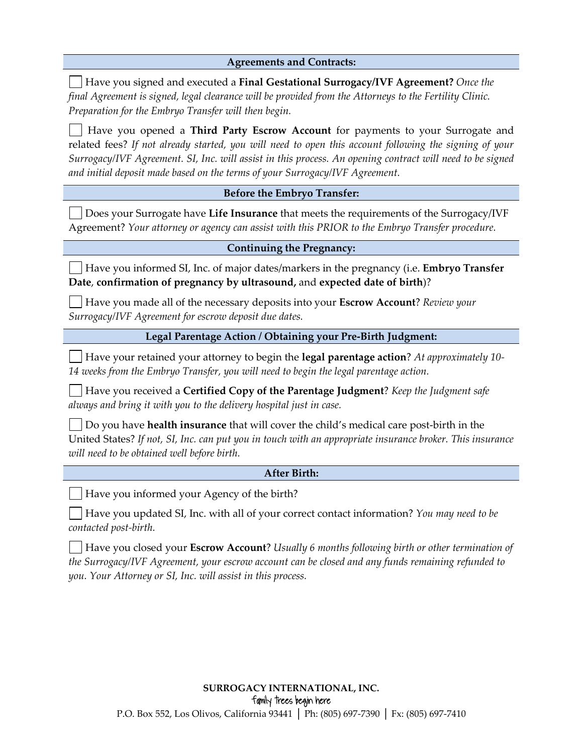## Agreements and Contracts:

☐ Have you signed and executed a **Final Gestational Surrogacy/IVF Agreement?** *Once the final Agreement is signed, legal clearance will be provided from the Attorneys to the Fertility Clinic. Preparation for the Embryo Transfer will then begin.*

☐ Have you opened a **Third Party Escrow Account** for payments to your Surrogate and related fees? *If not already started, you will need to open this account following the signing of your Surrogacy/IVF Agreement. SI, Inc. will assist in this process. An opening contract will need to be signed and initial deposit made based on the terms of your Surrogacy/IVF Agreement.*

## Before the Embryo Transfer:

☐ Does your Surrogate have **Life Insurance** that meets the requirements of the Surrogacy/IVF Agreement? *Your attorney or agency can assist with this PRIOR to the Embryo Transfer procedure.*

## Continuing the Pregnancy:

☐ Have you informed SI, Inc. of major dates/markers in the pregnancy (i.e. **Embryo Transfer Date**, **confirmation of pregnancy by ultrasound,** and **expected date of birth**)?

☐ Have you made all of the necessary deposits into your **Escrow Account**? *Review your Surrogacy/IVF Agreement for escrow deposit due dates.*

## Legal Parentage Action / Obtaining your Pre-Birth Judgment:

☐ Have your retained your attorney to begin the **legal parentage action**? *At approximately 10-14 weeks from the Embryo Transfer, you will need to begin the legal parentage action.*

☐ Have you received a **Certified Copy of the Parentage Judgment**? *Keep the Judgment safe always and bring it with you to the delivery hospital just in case.*

☐ Do you have **health insurance** that will cover the child's medical care post-birth in the United States? *If not, SI, Inc. can put you in touch with an appropriate insurance broker. This insurance will need to be obtained well before birth.*

## After Birth:

☐ Have you informed your Agency of the birth?

☐ Have you updated SI, Inc. with all of your correct contact information? *You may need to be contacted post-birth.*

☐ Have you closed your **Escrow Account**? *Usually 6 months following birth or other termination of the Surrogacy/IVF Agreement, your escrow account can be closed and any funds remaining refunded to you. Your Attorney or SI, Inc. will assist in this process.*

**SURROGACY INTERNATIONAL, INC.**
family trees begin here
P.O. Box 552, Los Olivos, California 93441 | Ph: (805) 697-7390 | Fx: (805) 697-7410